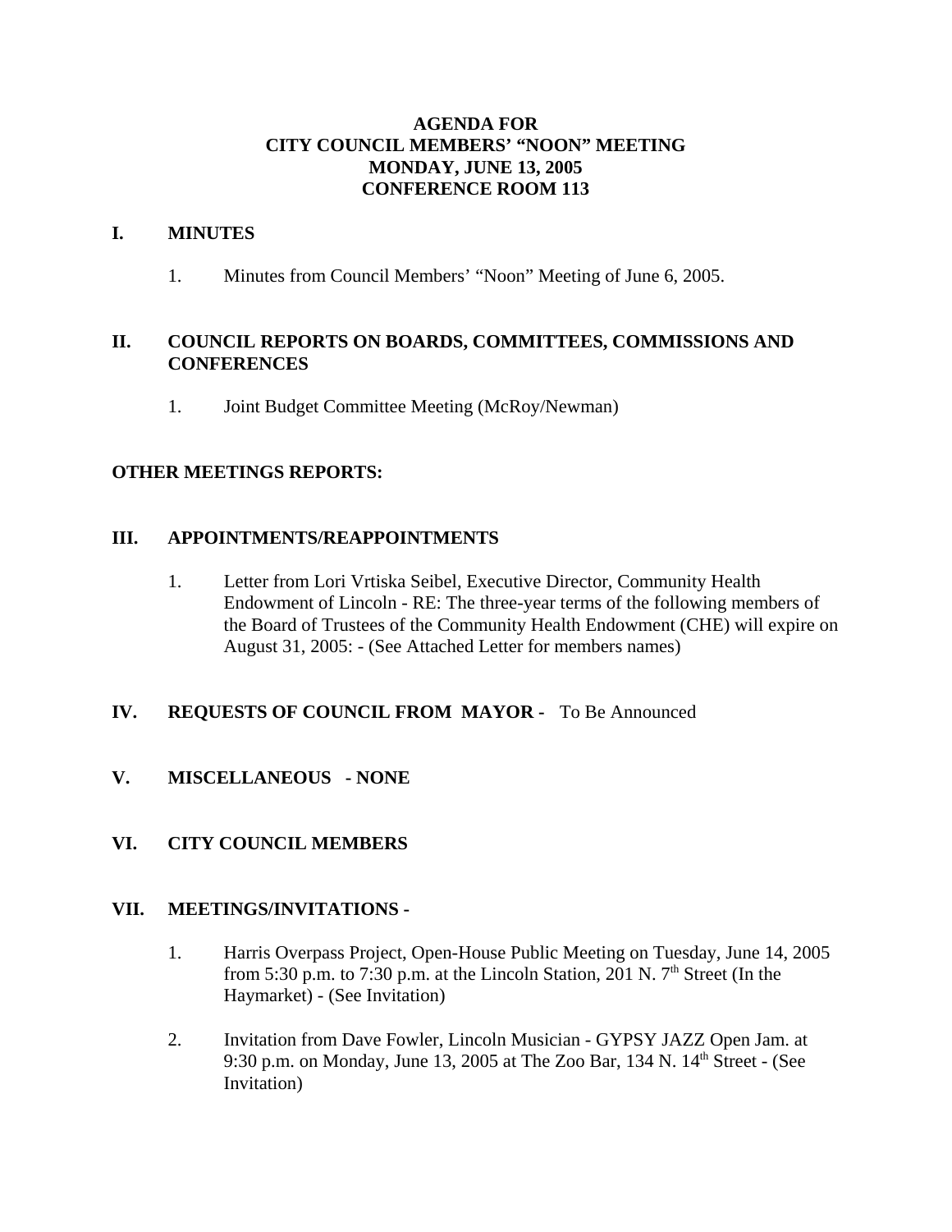# AGENDA FOR
# CITY COUNCIL MEMBERS' "NOON" MEETING
# MONDAY, JUNE 13, 2005
# CONFERENCE ROOM 113

## I. MINUTES

1. Minutes from Council Members' "Noon" Meeting of June 6, 2005.

## II. COUNCIL REPORTS ON BOARDS, COMMITTEES, COMMISSIONS AND CONFERENCES

1. Joint Budget Committee Meeting (McRoy/Newman)

## OTHER MEETINGS REPORTS:

## III. APPOINTMENTS/REAPPOINTMENTS

1. Letter from Lori Vrtiska Seibel, Executive Director, Community Health Endowment of Lincoln - RE: The three-year terms of the following members of the Board of Trustees of the Community Health Endowment (CHE) will expire on August 31, 2005: - (See Attached Letter for members names)

## IV. REQUESTS OF COUNCIL FROM MAYOR - To Be Announced

## V. MISCELLANEOUS - NONE

## VI. CITY COUNCIL MEMBERS

## VII. MEETINGS/INVITATIONS -

1. Harris Overpass Project, Open-House Public Meeting on Tuesday, June 14, 2005 from 5:30 p.m. to 7:30 p.m. at the Lincoln Station, 201 N. 7th Street (In the Haymarket) - (See Invitation)

2. Invitation from Dave Fowler, Lincoln Musician - GYPSY JAZZ Open Jam. at 9:30 p.m. on Monday, June 13, 2005 at The Zoo Bar, 134 N. 14th Street - (See Invitation)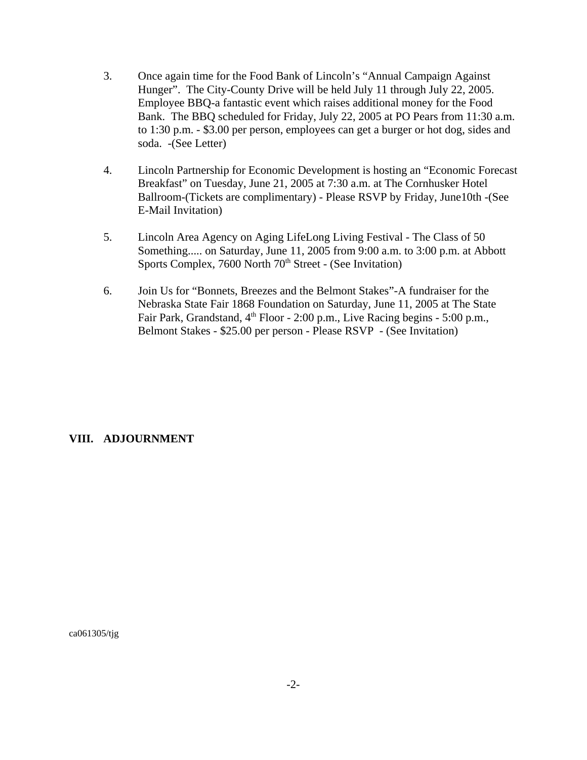3. Once again time for the Food Bank of Lincoln's "Annual Campaign Against Hunger". The City-County Drive will be held July 11 through July 22, 2005. Employee BBQ-a fantastic event which raises additional money for the Food Bank. The BBQ scheduled for Friday, July 22, 2005 at PO Pears from 11:30 a.m. to 1:30 p.m. - $3.00 per person, employees can get a burger or hot dog, sides and soda. -(See Letter)

4. Lincoln Partnership for Economic Development is hosting an "Economic Forecast Breakfast" on Tuesday, June 21, 2005 at 7:30 a.m. at The Cornhusker Hotel Ballroom-(Tickets are complimentary) - Please RSVP by Friday, June10th -(See E-Mail Invitation)

5. Lincoln Area Agency on Aging LifeLong Living Festival - The Class of 50 Something..... on Saturday, June 11, 2005 from 9:00 a.m. to 3:00 p.m. at Abbott Sports Complex, 7600 North 70th Street - (See Invitation)

6. Join Us for "Bonnets, Breezes and the Belmont Stakes"-A fundraiser for the Nebraska State Fair 1868 Foundation on Saturday, June 11, 2005 at The State Fair Park, Grandstand, 4th Floor - 2:00 p.m., Live Racing begins - 5:00 p.m., Belmont Stakes - $25.00 per person - Please RSVP - (See Invitation)

## VIII. ADJOURNMENT

ca061305/tjg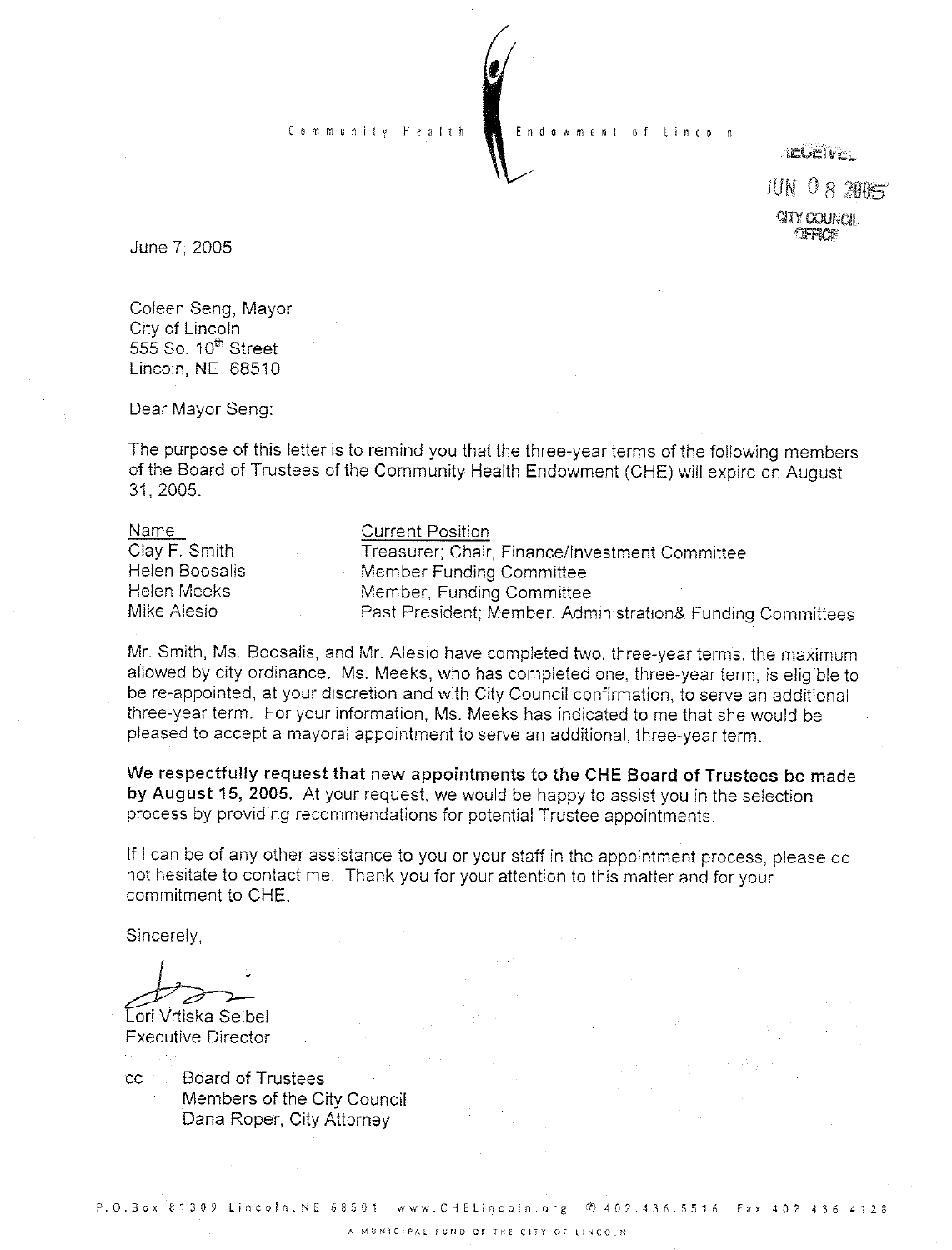Community Health Endowment of Lincoln

RECEIVED
JUN 08 2005
CITY COUNCIL OFFICE

June 7, 2005

Coleen Seng, Mayor
City of Lincoln
555 So. 10th Street
Lincoln, NE 68510

Dear Mayor Seng:

The purpose of this letter is to remind you that the three-year terms of the following members of the Board of Trustees of the Community Health Endowment (CHE) will expire on August 31, 2005.

| Name | Current Position |
|---|---|
| Clay F. Smith | Treasurer; Chair, Finance/Investment Committee |
| Helen Boosalis | Member Funding Committee |
| Helen Meeks | Member, Funding Committee |
| Mike Alesio | Past President; Member, Administration& Funding Committees |

Mr. Smith, Ms. Boosalis, and Mr. Alesio have completed two, three-year terms, the maximum allowed by city ordinance. Ms. Meeks, who has completed one, three-year term, is eligible to be re-appointed, at your discretion and with City Council confirmation, to serve an additional three-year term. For your information, Ms. Meeks has indicated to me that she would be pleased to accept a mayoral appointment to serve an additional, three-year term.

**We respectfully request that new appointments to the CHE Board of Trustees be made by August 15, 2005.** At your request, we would be happy to assist you in the selection process by providing recommendations for potential Trustee appointments.

If I can be of any other assistance to you or your staff in the appointment process, please do not hesitate to contact me. Thank you for your attention to this matter and for your commitment to CHE.

Sincerely,

Lori Vrtiska Seibel
Executive Director

cc Board of Trustees
Members of the City Council
Dana Roper, City Attorney

P.O.Box 81309 Lincoln, NE 68501 www.CHELincoln.org ✆ 402.436.5516 Fax 402.436.4128

A MUNICIPAL FUND OF THE CITY OF LINCOLN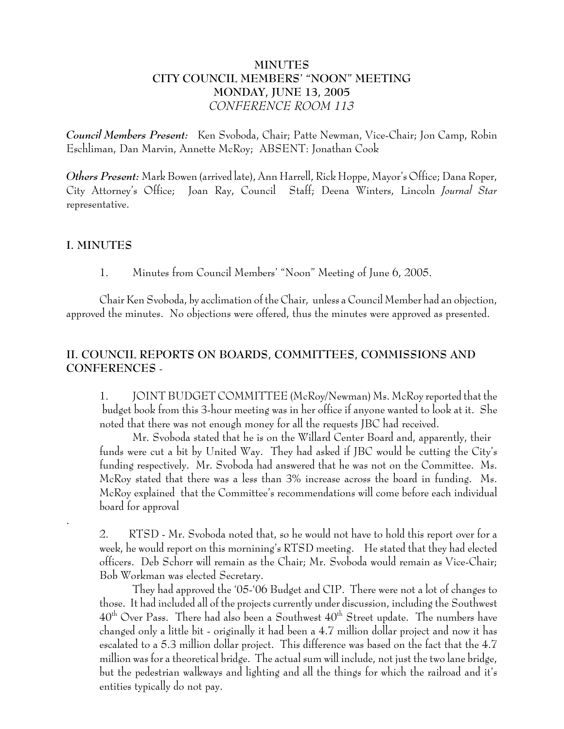# MINUTES
# CITY COUNCIL MEMBERS' "NOON" MEETING
# MONDAY, JUNE 13, 2005
# *CONFERENCE ROOM 113*

***Council Members Present:*** Ken Svoboda, Chair; Patte Newman, Vice-Chair; Jon Camp, Robin Eschliman, Dan Marvin, Annette McRoy; ABSENT: Jonathan Cook

***Others Present:*** Mark Bowen (arrived late), Ann Harrell, Rick Hoppe, Mayor's Office; Dana Roper, City Attorney's Office; Joan Ray, Council Staff; Deena Winters, Lincoln *Journal Star* representative.

## I. MINUTES

1. Minutes from Council Members' "Noon" Meeting of June 6, 2005.

Chair Ken Svoboda, by acclimation of the Chair, unless a Council Member had an objection, approved the minutes. No objections were offered, thus the minutes were approved as presented.

## II. COUNCIL REPORTS ON BOARDS, COMMITTEES, COMMISSIONS AND CONFERENCES -

1. JOINT BUDGET COMMITTEE (McRoy/Newman) Ms. McRoy reported that the budget book from this 3-hour meeting was in her office if anyone wanted to look at it. She noted that there was not enough money for all the requests JBC had received.

Mr. Svoboda stated that he is on the Willard Center Board and, apparently, their funds were cut a bit by United Way. They had asked if JBC would be cutting the City's funding respectively. Mr. Svoboda had answered that he was not on the Committee. Ms. McRoy stated that there was a less than 3% increase across the board in funding. Ms. McRoy explained that the Committee's recommendations will come before each individual board for approval

.

2. RTSD - Mr. Svoboda noted that, so he would not have to hold this report over for a week, he would report on this mornining's RTSD meeting. He stated that they had elected officers. Deb Schorr will remain as the Chair; Mr. Svoboda would remain as Vice-Chair; Bob Workman was elected Secretary.

They had approved the '05-'06 Budget and CIP. There were not a lot of changes to those. It had included all of the projects currently under discussion, including the Southwest 40th Over Pass. There had also been a Southwest 40th Street update. The numbers have changed only a little bit - originally it had been a 4.7 million dollar project and now it has escalated to a 5.3 million dollar project. This difference was based on the fact that the 4.7 million was for a theoretical bridge. The actual sum will include, not just the two lane bridge, but the pedestrian walkways and lighting and all the things for which the railroad and it's entities typically do not pay.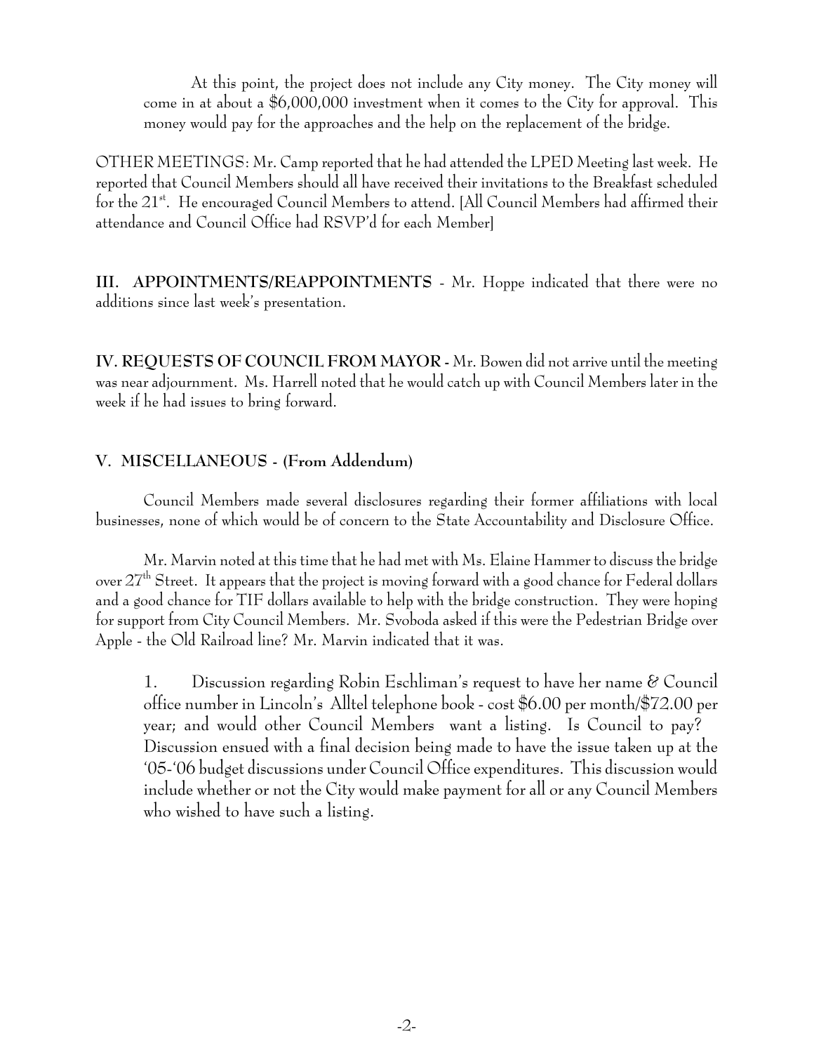At this point, the project does not include any City money. The City money will come in at about a \$6,000,000 investment when it comes to the City for approval. This money would pay for the approaches and the help on the replacement of the bridge.

OTHER MEETINGS: Mr. Camp reported that he had attended the LPED Meeting last week. He reported that Council Members should all have received their invitations to the Breakfast scheduled for the 21st. He encouraged Council Members to attend. [All Council Members had affirmed their attendance and Council Office had RSVP'd for each Member]

**III. APPOINTMENTS/REAPPOINTMENTS** - Mr. Hoppe indicated that there were no additions since last week's presentation.

**IV. REQUESTS OF COUNCIL FROM MAYOR -** Mr. Bowen did not arrive until the meeting was near adjournment. Ms. Harrell noted that he would catch up with Council Members later in the week if he had issues to bring forward.

**V. MISCELLANEOUS - (From Addendum)**

Council Members made several disclosures regarding their former affiliations with local businesses, none of which would be of concern to the State Accountability and Disclosure Office.

Mr. Marvin noted at this time that he had met with Ms. Elaine Hammer to discuss the bridge over 27th Street. It appears that the project is moving forward with a good chance for Federal dollars and a good chance for TIF dollars available to help with the bridge construction. They were hoping for support from City Council Members. Mr. Svoboda asked if this were the Pedestrian Bridge over Apple - the Old Railroad line? Mr. Marvin indicated that it was.

1. Discussion regarding Robin Eschliman's request to have her name & Council office number in Lincoln's Alltel telephone book - cost \$6.00 per month/\$72.00 per year; and would other Council Members want a listing. Is Council to pay? Discussion ensued with a final decision being made to have the issue taken up at the '05-'06 budget discussions under Council Office expenditures. This discussion would include whether or not the City would make payment for all or any Council Members who wished to have such a listing.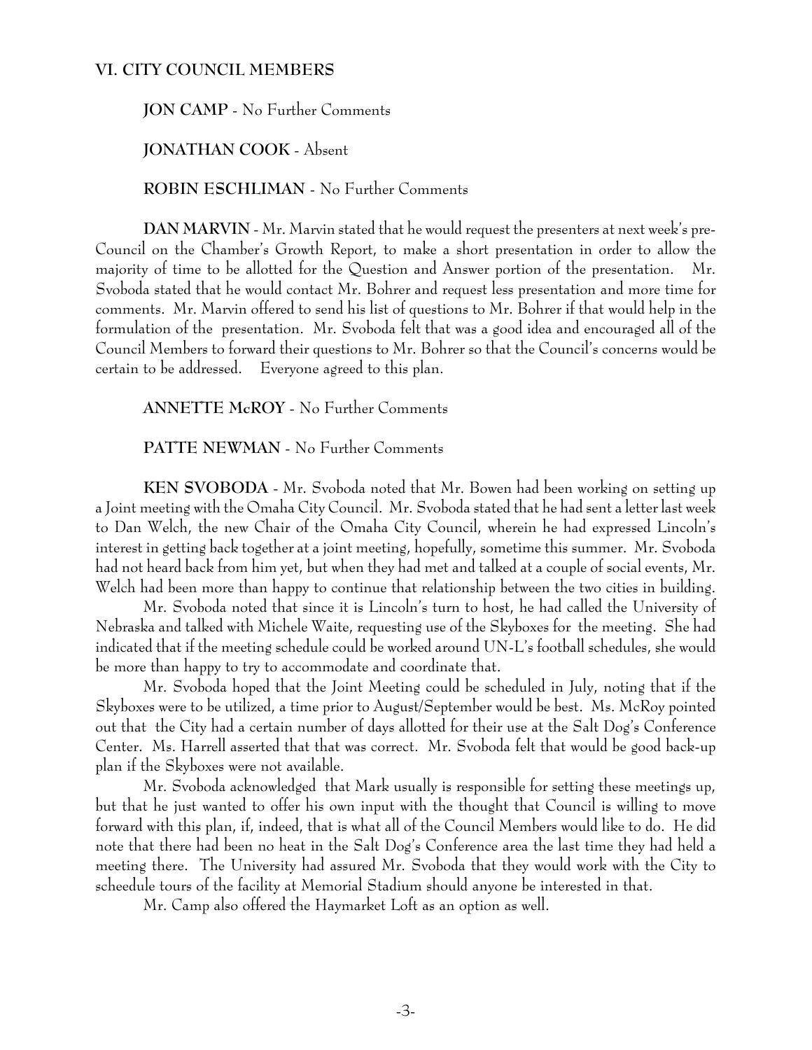## VI. CITY COUNCIL MEMBERS

**JON CAMP** - No Further Comments

**JONATHAN COOK** - Absent

**ROBIN ESCHLIMAN** - No Further Comments

**DAN MARVIN** - Mr. Marvin stated that he would request the presenters at next week's pre-Council on the Chamber's Growth Report, to make a short presentation in order to allow the majority of time to be allotted for the Question and Answer portion of the presentation. Mr. Svoboda stated that he would contact Mr. Bohrer and request less presentation and more time for comments. Mr. Marvin offered to send his list of questions to Mr. Bohrer if that would help in the formulation of the presentation. Mr. Svoboda felt that was a good idea and encouraged all of the Council Members to forward their questions to Mr. Bohrer so that the Council's concerns would be certain to be addressed. Everyone agreed to this plan.

**ANNETTE McROY** - No Further Comments

**PATTE NEWMAN** - No Further Comments

**KEN SVOBODA** - Mr. Svoboda noted that Mr. Bowen had been working on setting up a Joint meeting with the Omaha City Council. Mr. Svoboda stated that he had sent a letter last week to Dan Welch, the new Chair of the Omaha City Council, wherein he had expressed Lincoln's interest in getting back together at a joint meeting, hopefully, sometime this summer. Mr. Svoboda had not heard back from him yet, but when they had met and talked at a couple of social events, Mr. Welch had been more than happy to continue that relationship between the two cities in building.

Mr. Svoboda noted that since it is Lincoln's turn to host, he had called the University of Nebraska and talked with Michele Waite, requesting use of the Skyboxes for the meeting. She had indicated that if the meeting schedule could be worked around UN-L's football schedules, she would be more than happy to try to accommodate and coordinate that.

Mr. Svoboda hoped that the Joint Meeting could be scheduled in July, noting that if the Skyboxes were to be utilized, a time prior to August/September would be best. Ms. McRoy pointed out that the City had a certain number of days allotted for their use at the Salt Dog's Conference Center. Ms. Harrell asserted that that was correct. Mr. Svoboda felt that would be good back-up plan if the Skyboxes were not available.

Mr. Svoboda acknowledged that Mark usually is responsible for setting these meetings up, but that he just wanted to offer his own input with the thought that Council is willing to move forward with this plan, if, indeed, that is what all of the Council Members would like to do. He did note that there had been no heat in the Salt Dog's Conference area the last time they had held a meeting there. The University had assured Mr. Svoboda that they would work with the City to scheedule tours of the facility at Memorial Stadium should anyone be interested in that.

Mr. Camp also offered the Haymarket Loft as an option as well.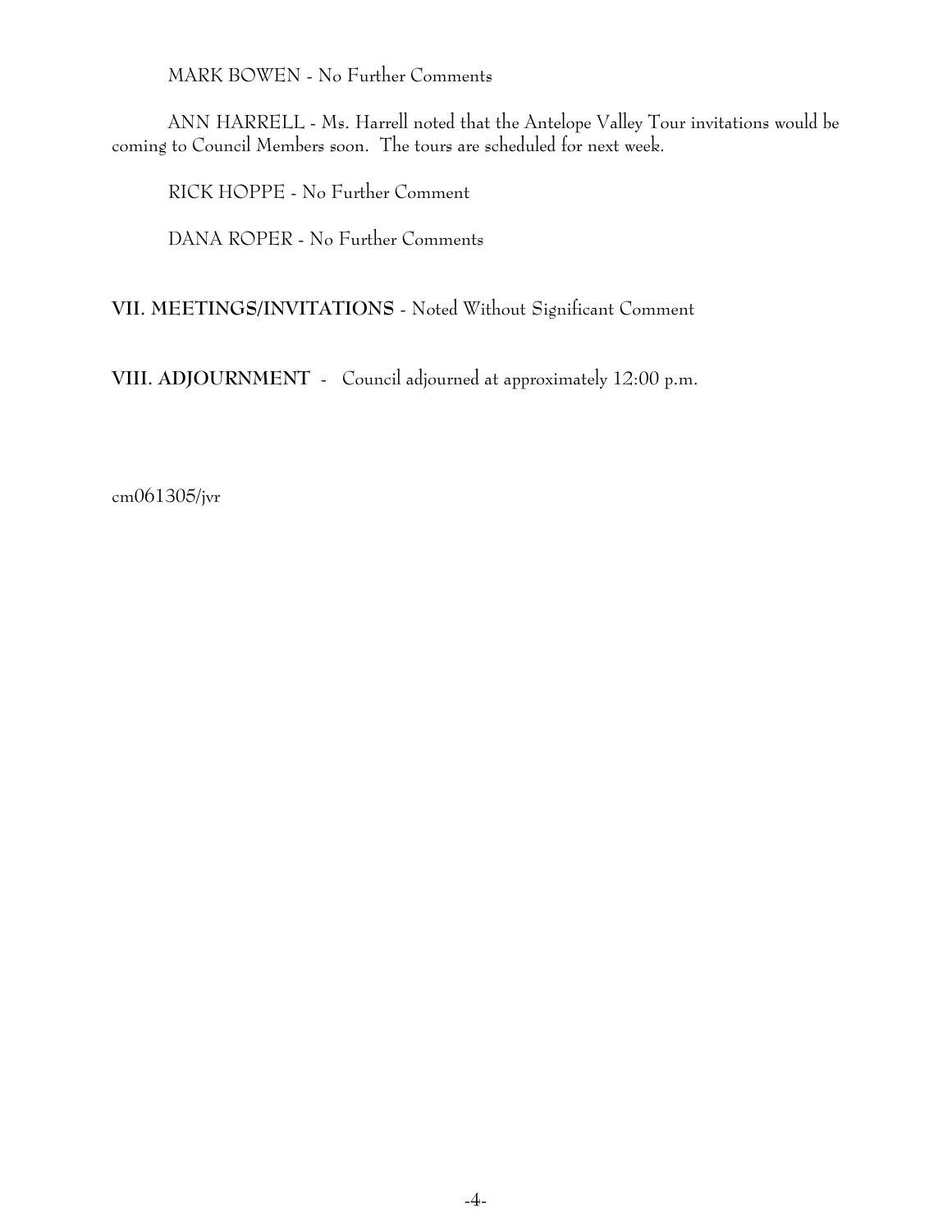MARK BOWEN - No Further Comments

ANN HARRELL - Ms. Harrell noted that the Antelope Valley Tour invitations would be coming to Council Members soon. The tours are scheduled for next week.

RICK HOPPE - No Further Comment

DANA ROPER - No Further Comments

**VII. MEETINGS/INVITATIONS** - Noted Without Significant Comment

**VIII. ADJOURNMENT** - Council adjourned at approximately 12:00 p.m.

cm061305/jvr